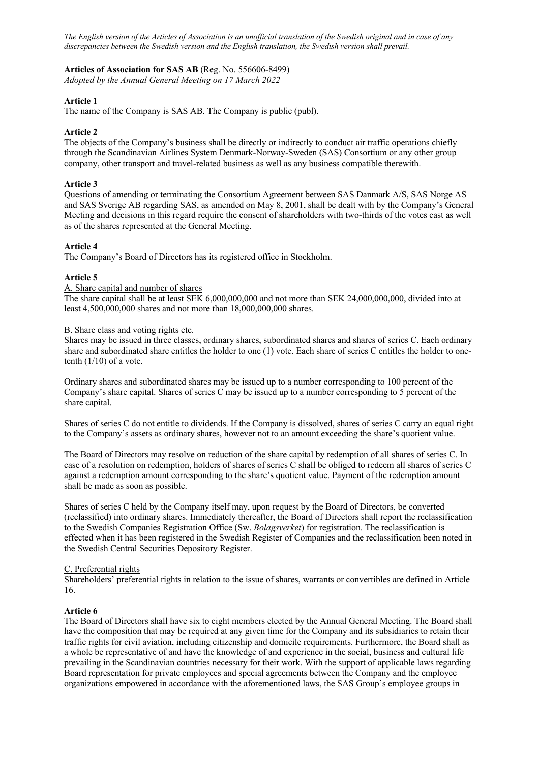*The English version of the Articles of Association is an unofficial translation of the Swedish original and in case of any discrepancies between the Swedish version and the English translation, the Swedish version shall prevail.*

**Articles of Association for SAS AB** (Reg. No. 556606-8499)
*Adopted by the Annual General Meeting on 17 March 2022*

**Article 1**
The name of the Company is SAS AB. The Company is public (publ).

**Article 2**
The objects of the Company's business shall be directly or indirectly to conduct air traffic operations chiefly through the Scandinavian Airlines System Denmark-Norway-Sweden (SAS) Consortium or any other group company, other transport and travel-related business as well as any business compatible therewith.

**Article 3**
Questions of amending or terminating the Consortium Agreement between SAS Danmark A/S, SAS Norge AS and SAS Sverige AB regarding SAS, as amended on May 8, 2001, shall be dealt with by the Company's General Meeting and decisions in this regard require the consent of shareholders with two-thirds of the votes cast as well as of the shares represented at the General Meeting.

**Article 4**
The Company's Board of Directors has its registered office in Stockholm.

**Article 5**
A. Share capital and number of shares
The share capital shall be at least SEK 6,000,000,000 and not more than SEK 24,000,000,000, divided into at least 4,500,000,000 shares and not more than 18,000,000,000 shares.

B. Share class and voting rights etc.
Shares may be issued in three classes, ordinary shares, subordinated shares and shares of series C. Each ordinary share and subordinated share entitles the holder to one (1) vote. Each share of series C entitles the holder to one-tenth (1/10) of a vote.

Ordinary shares and subordinated shares may be issued up to a number corresponding to 100 percent of the Company's share capital. Shares of series C may be issued up to a number corresponding to 5 percent of the share capital.

Shares of series C do not entitle to dividends. If the Company is dissolved, shares of series C carry an equal right to the Company's assets as ordinary shares, however not to an amount exceeding the share's quotient value.

The Board of Directors may resolve on reduction of the share capital by redemption of all shares of series C. In case of a resolution on redemption, holders of shares of series C shall be obliged to redeem all shares of series C against a redemption amount corresponding to the share's quotient value. Payment of the redemption amount shall be made as soon as possible.

Shares of series C held by the Company itself may, upon request by the Board of Directors, be converted (reclassified) into ordinary shares. Immediately thereafter, the Board of Directors shall report the reclassification to the Swedish Companies Registration Office (Sw. *Bolagsverket*) for registration. The reclassification is effected when it has been registered in the Swedish Register of Companies and the reclassification been noted in the Swedish Central Securities Depository Register.

C. Preferential rights
Shareholders' preferential rights in relation to the issue of shares, warrants or convertibles are defined in Article 16.

**Article 6**
The Board of Directors shall have six to eight members elected by the Annual General Meeting. The Board shall have the composition that may be required at any given time for the Company and its subsidiaries to retain their traffic rights for civil aviation, including citizenship and domicile requirements. Furthermore, the Board shall as a whole be representative of and have the knowledge of and experience in the social, business and cultural life prevailing in the Scandinavian countries necessary for their work. With the support of applicable laws regarding Board representation for private employees and special agreements between the Company and the employee organizations empowered in accordance with the aforementioned laws, the SAS Group's employee groups in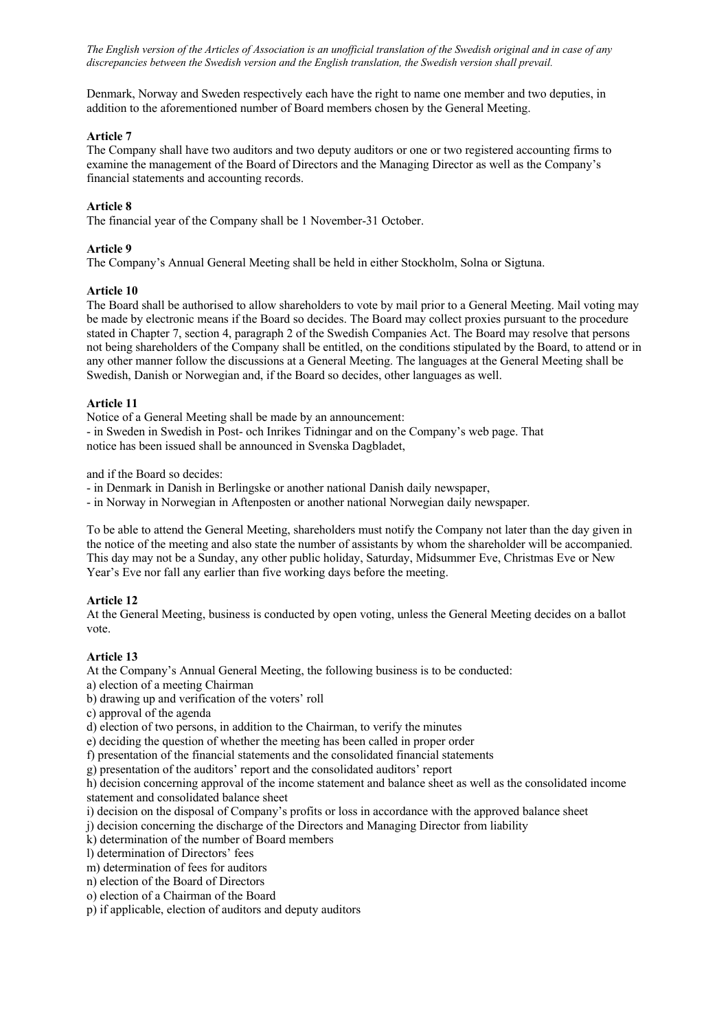*The English version of the Articles of Association is an unofficial translation of the Swedish original and in case of any discrepancies between the Swedish version and the English translation, the Swedish version shall prevail.*

Denmark, Norway and Sweden respectively each have the right to name one member and two deputies, in addition to the aforementioned number of Board members chosen by the General Meeting.

**Article 7**
The Company shall have two auditors and two deputy auditors or one or two registered accounting firms to examine the management of the Board of Directors and the Managing Director as well as the Company's financial statements and accounting records.

**Article 8**
The financial year of the Company shall be 1 November-31 October.

**Article 9**
The Company's Annual General Meeting shall be held in either Stockholm, Solna or Sigtuna.

**Article 10**
The Board shall be authorised to allow shareholders to vote by mail prior to a General Meeting. Mail voting may be made by electronic means if the Board so decides. The Board may collect proxies pursuant to the procedure stated in Chapter 7, section 4, paragraph 2 of the Swedish Companies Act. The Board may resolve that persons not being shareholders of the Company shall be entitled, on the conditions stipulated by the Board, to attend or in any other manner follow the discussions at a General Meeting. The languages at the General Meeting shall be Swedish, Danish or Norwegian and, if the Board so decides, other languages as well.

**Article 11**
Notice of a General Meeting shall be made by an announcement:
- in Sweden in Swedish in Post- och Inrikes Tidningar and on the Company's web page. That notice has been issued shall be announced in Svenska Dagbladet,

and if the Board so decides:
- in Denmark in Danish in Berlingske or another national Danish daily newspaper,
- in Norway in Norwegian in Aftenposten or another national Norwegian daily newspaper.

To be able to attend the General Meeting, shareholders must notify the Company not later than the day given in the notice of the meeting and also state the number of assistants by whom the shareholder will be accompanied. This day may not be a Sunday, any other public holiday, Saturday, Midsummer Eve, Christmas Eve or New Year's Eve nor fall any earlier than five working days before the meeting.

**Article 12**
At the General Meeting, business is conducted by open voting, unless the General Meeting decides on a ballot vote.

**Article 13**
At the Company's Annual General Meeting, the following business is to be conducted:
a) election of a meeting Chairman
b) drawing up and verification of the voters' roll
c) approval of the agenda
d) election of two persons, in addition to the Chairman, to verify the minutes
e) deciding the question of whether the meeting has been called in proper order
f) presentation of the financial statements and the consolidated financial statements
g) presentation of the auditors' report and the consolidated auditors' report
h) decision concerning approval of the income statement and balance sheet as well as the consolidated income statement and consolidated balance sheet
i) decision on the disposal of Company's profits or loss in accordance with the approved balance sheet
j) decision concerning the discharge of the Directors and Managing Director from liability
k) determination of the number of Board members
l) determination of Directors' fees
m) determination of fees for auditors
n) election of the Board of Directors
o) election of a Chairman of the Board
p) if applicable, election of auditors and deputy auditors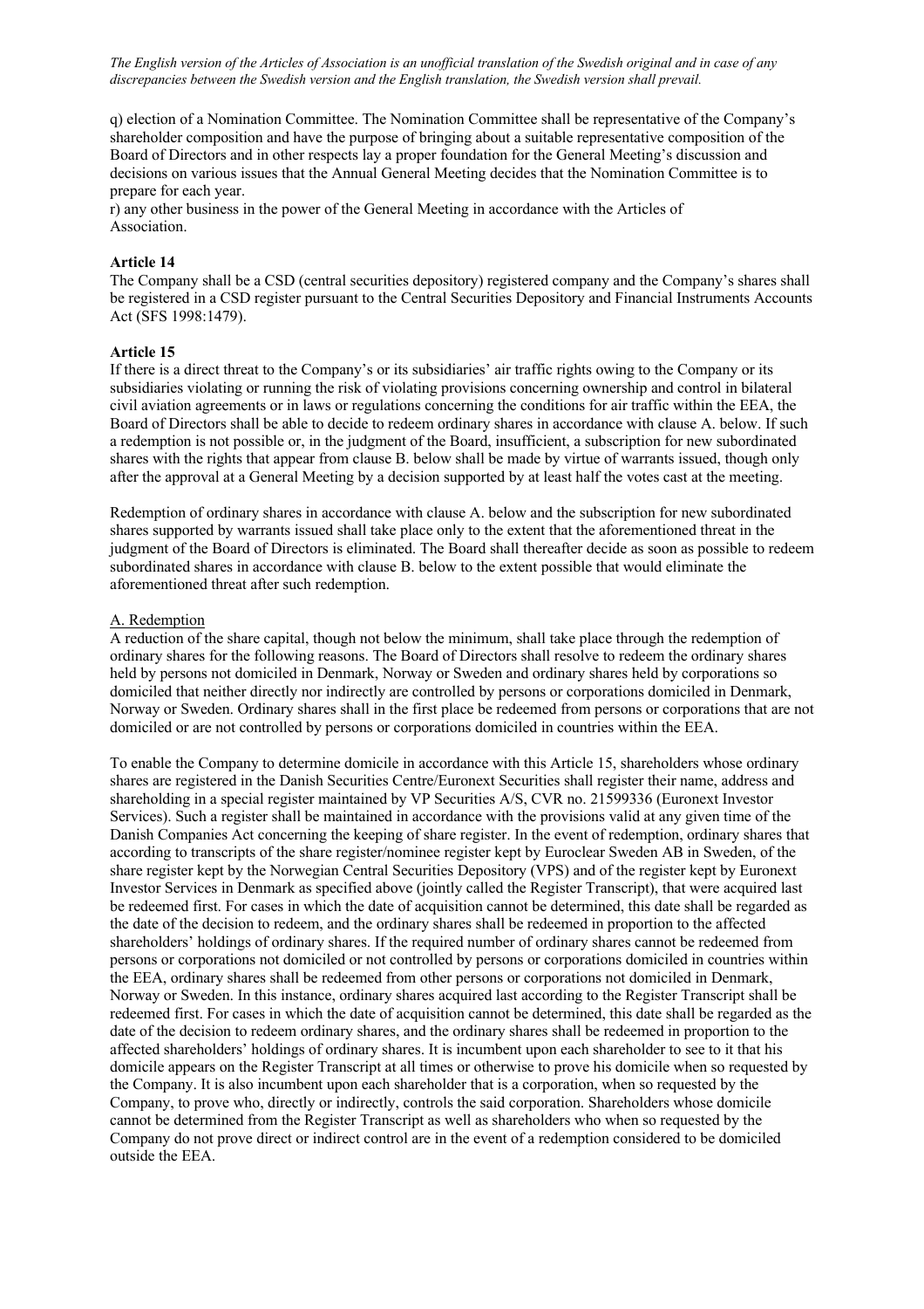*The English version of the Articles of Association is an unofficial translation of the Swedish original and in case of any discrepancies between the Swedish version and the English translation, the Swedish version shall prevail.*

q) election of a Nomination Committee. The Nomination Committee shall be representative of the Company's shareholder composition and have the purpose of bringing about a suitable representative composition of the Board of Directors and in other respects lay a proper foundation for the General Meeting's discussion and decisions on various issues that the Annual General Meeting decides that the Nomination Committee is to prepare for each year.
r) any other business in the power of the General Meeting in accordance with the Articles of Association.

**Article 14**
The Company shall be a CSD (central securities depository) registered company and the Company's shares shall be registered in a CSD register pursuant to the Central Securities Depository and Financial Instruments Accounts Act (SFS 1998:1479).

**Article 15**
If there is a direct threat to the Company's or its subsidiaries' air traffic rights owing to the Company or its subsidiaries violating or running the risk of violating provisions concerning ownership and control in bilateral civil aviation agreements or in laws or regulations concerning the conditions for air traffic within the EEA, the Board of Directors shall be able to decide to redeem ordinary shares in accordance with clause A. below. If such a redemption is not possible or, in the judgment of the Board, insufficient, a subscription for new subordinated shares with the rights that appear from clause B. below shall be made by virtue of warrants issued, though only after the approval at a General Meeting by a decision supported by at least half the votes cast at the meeting.

Redemption of ordinary shares in accordance with clause A. below and the subscription for new subordinated shares supported by warrants issued shall take place only to the extent that the aforementioned threat in the judgment of the Board of Directors is eliminated. The Board shall thereafter decide as soon as possible to redeem subordinated shares in accordance with clause B. below to the extent possible that would eliminate the aforementioned threat after such redemption.

A. Redemption
A reduction of the share capital, though not below the minimum, shall take place through the redemption of ordinary shares for the following reasons. The Board of Directors shall resolve to redeem the ordinary shares held by persons not domiciled in Denmark, Norway or Sweden and ordinary shares held by corporations so domiciled that neither directly nor indirectly are controlled by persons or corporations domiciled in Denmark, Norway or Sweden. Ordinary shares shall in the first place be redeemed from persons or corporations that are not domiciled or are not controlled by persons or corporations domiciled in countries within the EEA.

To enable the Company to determine domicile in accordance with this Article 15, shareholders whose ordinary shares are registered in the Danish Securities Centre/Euronext Securities shall register their name, address and shareholding in a special register maintained by VP Securities A/S, CVR no. 21599336 (Euronext Investor Services). Such a register shall be maintained in accordance with the provisions valid at any given time of the Danish Companies Act concerning the keeping of share register. In the event of redemption, ordinary shares that according to transcripts of the share register/nominee register kept by Euroclear Sweden AB in Sweden, of the share register kept by the Norwegian Central Securities Depository (VPS) and of the register kept by Euronext Investor Services in Denmark as specified above (jointly called the Register Transcript), that were acquired last be redeemed first. For cases in which the date of acquisition cannot be determined, this date shall be regarded as the date of the decision to redeem, and the ordinary shares shall be redeemed in proportion to the affected shareholders' holdings of ordinary shares. If the required number of ordinary shares cannot be redeemed from persons or corporations not domiciled or not controlled by persons or corporations domiciled in countries within the EEA, ordinary shares shall be redeemed from other persons or corporations not domiciled in Denmark, Norway or Sweden. In this instance, ordinary shares acquired last according to the Register Transcript shall be redeemed first. For cases in which the date of acquisition cannot be determined, this date shall be regarded as the date of the decision to redeem ordinary shares, and the ordinary shares shall be redeemed in proportion to the affected shareholders' holdings of ordinary shares. It is incumbent upon each shareholder to see to it that his domicile appears on the Register Transcript at all times or otherwise to prove his domicile when so requested by the Company. It is also incumbent upon each shareholder that is a corporation, when so requested by the Company, to prove who, directly or indirectly, controls the said corporation. Shareholders whose domicile cannot be determined from the Register Transcript as well as shareholders who when so requested by the Company do not prove direct or indirect control are in the event of a redemption considered to be domiciled outside the EEA.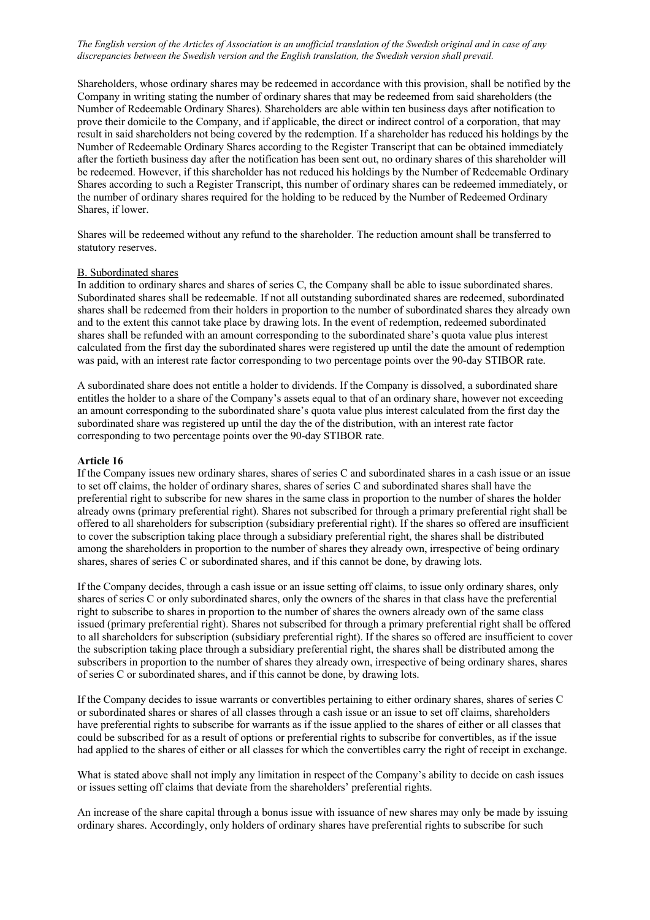*The English version of the Articles of Association is an unofficial translation of the Swedish original and in case of any discrepancies between the Swedish version and the English translation, the Swedish version shall prevail.*

Shareholders, whose ordinary shares may be redeemed in accordance with this provision, shall be notified by the Company in writing stating the number of ordinary shares that may be redeemed from said shareholders (the Number of Redeemable Ordinary Shares). Shareholders are able within ten business days after notification to prove their domicile to the Company, and if applicable, the direct or indirect control of a corporation, that may result in said shareholders not being covered by the redemption. If a shareholder has reduced his holdings by the Number of Redeemable Ordinary Shares according to the Register Transcript that can be obtained immediately after the fortieth business day after the notification has been sent out, no ordinary shares of this shareholder will be redeemed. However, if this shareholder has not reduced his holdings by the Number of Redeemable Ordinary Shares according to such a Register Transcript, this number of ordinary shares can be redeemed immediately, or the number of ordinary shares required for the holding to be reduced by the Number of Redeemed Ordinary Shares, if lower.

Shares will be redeemed without any refund to the shareholder. The reduction amount shall be transferred to statutory reserves.

B. Subordinated shares

In addition to ordinary shares and shares of series C, the Company shall be able to issue subordinated shares. Subordinated shares shall be redeemable. If not all outstanding subordinated shares are redeemed, subordinated shares shall be redeemed from their holders in proportion to the number of subordinated shares they already own and to the extent this cannot take place by drawing lots. In the event of redemption, redeemed subordinated shares shall be refunded with an amount corresponding to the subordinated share's quota value plus interest calculated from the first day the subordinated shares were registered up until the date the amount of redemption was paid, with an interest rate factor corresponding to two percentage points over the 90-day STIBOR rate.

A subordinated share does not entitle a holder to dividends. If the Company is dissolved, a subordinated share entitles the holder to a share of the Company's assets equal to that of an ordinary share, however not exceeding an amount corresponding to the subordinated share's quota value plus interest calculated from the first day the subordinated share was registered up until the day the of the distribution, with an interest rate factor corresponding to two percentage points over the 90-day STIBOR rate.

**Article 16**

If the Company issues new ordinary shares, shares of series C and subordinated shares in a cash issue or an issue to set off claims, the holder of ordinary shares, shares of series C and subordinated shares shall have the preferential right to subscribe for new shares in the same class in proportion to the number of shares the holder already owns (primary preferential right). Shares not subscribed for through a primary preferential right shall be offered to all shareholders for subscription (subsidiary preferential right). If the shares so offered are insufficient to cover the subscription taking place through a subsidiary preferential right, the shares shall be distributed among the shareholders in proportion to the number of shares they already own, irrespective of being ordinary shares, shares of series C or subordinated shares, and if this cannot be done, by drawing lots.

If the Company decides, through a cash issue or an issue setting off claims, to issue only ordinary shares, only shares of series C or only subordinated shares, only the owners of the shares in that class have the preferential right to subscribe to shares in proportion to the number of shares the owners already own of the same class issued (primary preferential right). Shares not subscribed for through a primary preferential right shall be offered to all shareholders for subscription (subsidiary preferential right). If the shares so offered are insufficient to cover the subscription taking place through a subsidiary preferential right, the shares shall be distributed among the subscribers in proportion to the number of shares they already own, irrespective of being ordinary shares, shares of series C or subordinated shares, and if this cannot be done, by drawing lots.

If the Company decides to issue warrants or convertibles pertaining to either ordinary shares, shares of series C or subordinated shares or shares of all classes through a cash issue or an issue to set off claims, shareholders have preferential rights to subscribe for warrants as if the issue applied to the shares of either or all classes that could be subscribed for as a result of options or preferential rights to subscribe for convertibles, as if the issue had applied to the shares of either or all classes for which the convertibles carry the right of receipt in exchange.

What is stated above shall not imply any limitation in respect of the Company's ability to decide on cash issues or issues setting off claims that deviate from the shareholders' preferential rights.

An increase of the share capital through a bonus issue with issuance of new shares may only be made by issuing ordinary shares. Accordingly, only holders of ordinary shares have preferential rights to subscribe for such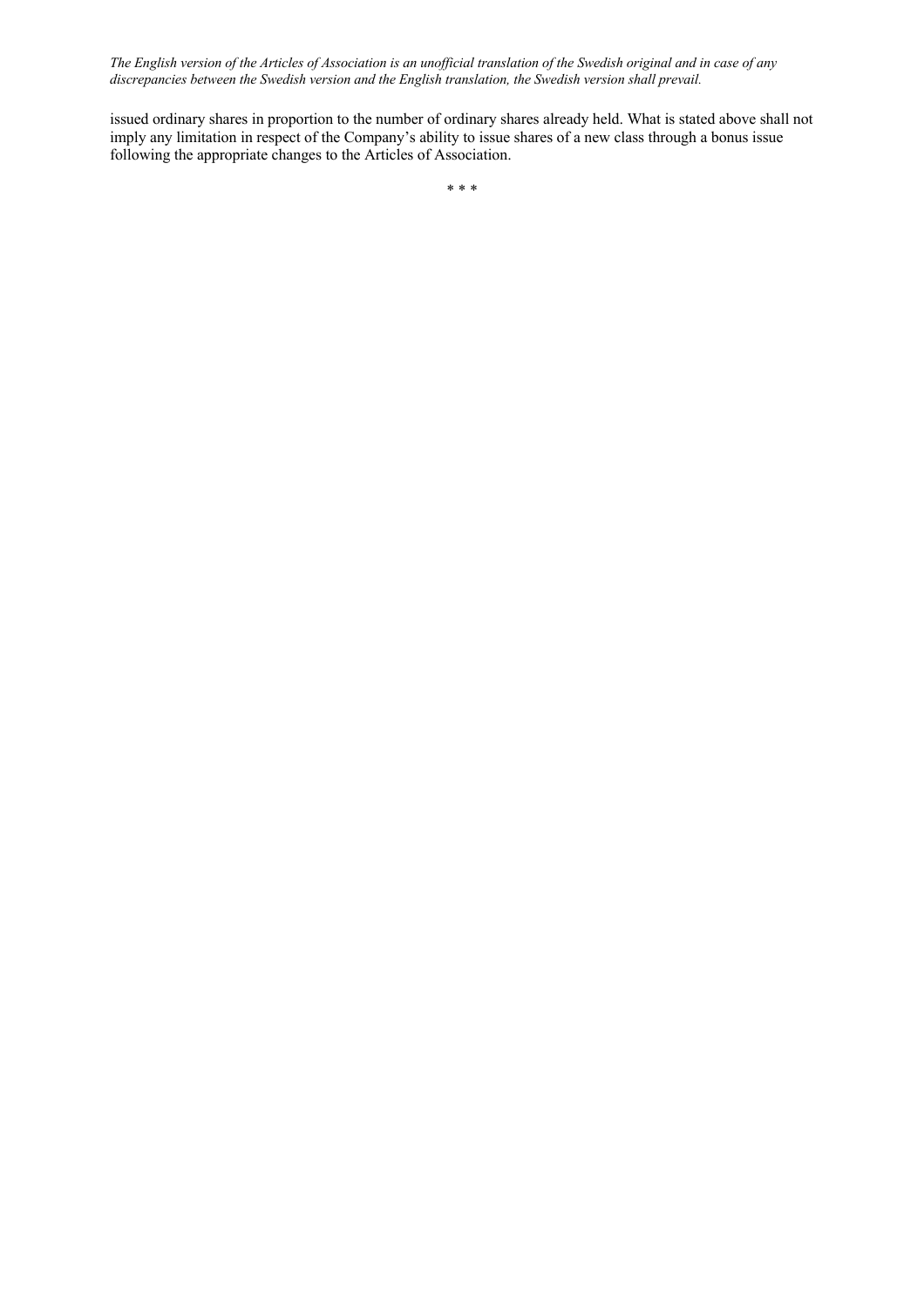issued ordinary shares in proportion to the number of ordinary shares already held. What is stated above shall not imply any limitation in respect of the Company's ability to issue shares of a new class through a bonus issue following the appropriate changes to the Articles of Association.

* * *